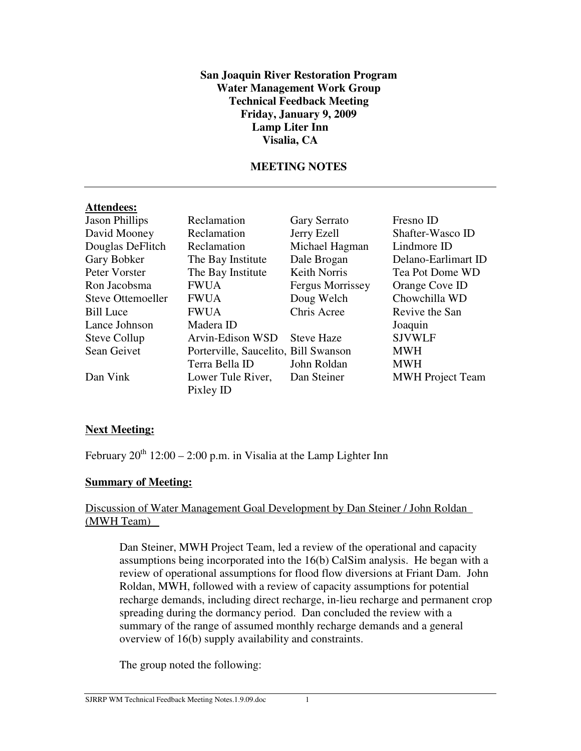**San Joaquin River Restoration Program**
**Water Management Work Group**
**Technical Feedback Meeting**
**Friday, January 9, 2009**
**Lamp Liter Inn**
**Visalia, CA**

**MEETING NOTES**

---

**Attendees:**

| | | | |
|---|---|---|---|
| Jason Phillips | Reclamation | Gary Serrato | Fresno ID |
| David Mooney | Reclamation | Jerry Ezell | Shafter-Wasco ID |
| Douglas DeFlitch | Reclamation | Michael Hagman | Lindmore ID |
| Gary Bobker | The Bay Institute | Dale Brogan | Delano-Earlimart ID |
| Peter Vorster | The Bay Institute | Keith Norris | Tea Pot Dome WD |
| Ron Jacobsma | FWUA | Fergus Morrissey | Orange Cove ID |
| Steve Ottemoeller | FWUA | Doug Welch | Chowchilla WD |
| Bill Luce | FWUA | Chris Acree | Revive the San Joaquin |
| Lance Johnson | Madera ID | | |
| Steve Collup | Arvin-Edison WSD | Steve Haze | SJVWLF |
| Sean Geivet | Porterville, Saucelito, Terra Bella ID | Bill Swanson | MWH |
| | | John Roldan | MWH |
| Dan Vink | Lower Tule River, Pixley ID | Dan Steiner | MWH Project Team |

**Next Meeting:**

February 20th 12:00 – 2:00 p.m. in Visalia at the Lamp Lighter Inn

**Summary of Meeting:**

Discussion of Water Management Goal Development by Dan Steiner / John Roldan (MWH Team)

Dan Steiner, MWH Project Team, led a review of the operational and capacity assumptions being incorporated into the 16(b) CalSim analysis. He began with a review of operational assumptions for flood flow diversions at Friant Dam. John Roldan, MWH, followed with a review of capacity assumptions for potential recharge demands, including direct recharge, in-lieu recharge and permanent crop spreading during the dormancy period. Dan concluded the review with a summary of the range of assumed monthly recharge demands and a general overview of 16(b) supply availability and constraints.

The group noted the following: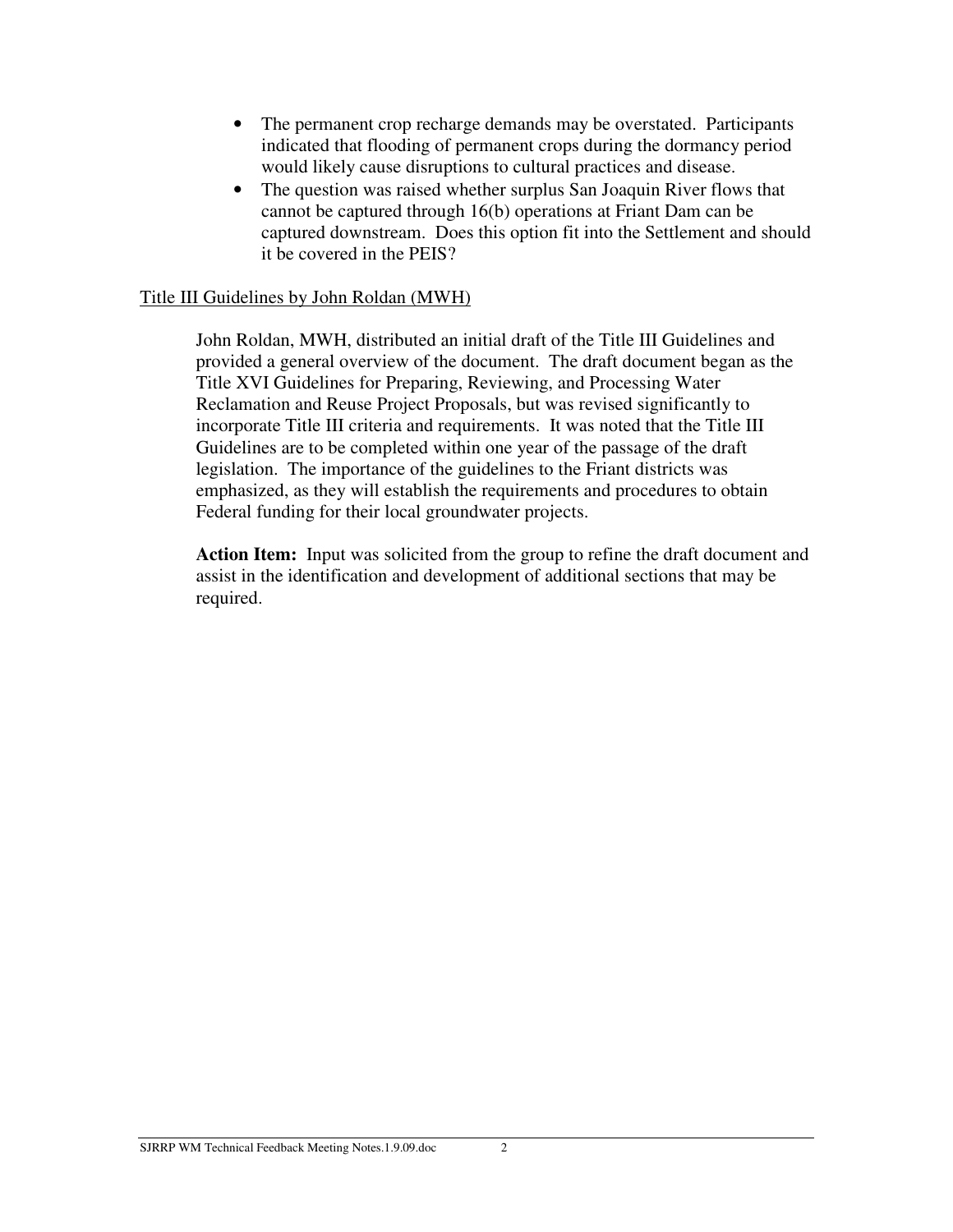- The permanent crop recharge demands may be overstated. Participants indicated that flooding of permanent crops during the dormancy period would likely cause disruptions to cultural practices and disease.
- The question was raised whether surplus San Joaquin River flows that cannot be captured through 16(b) operations at Friant Dam can be captured downstream. Does this option fit into the Settlement and should it be covered in the PEIS?

Title III Guidelines by John Roldan (MWH)

John Roldan, MWH, distributed an initial draft of the Title III Guidelines and provided a general overview of the document. The draft document began as the Title XVI Guidelines for Preparing, Reviewing, and Processing Water Reclamation and Reuse Project Proposals, but was revised significantly to incorporate Title III criteria and requirements. It was noted that the Title III Guidelines are to be completed within one year of the passage of the draft legislation. The importance of the guidelines to the Friant districts was emphasized, as they will establish the requirements and procedures to obtain Federal funding for their local groundwater projects.

**Action Item:** Input was solicited from the group to refine the draft document and assist in the identification and development of additional sections that may be required.